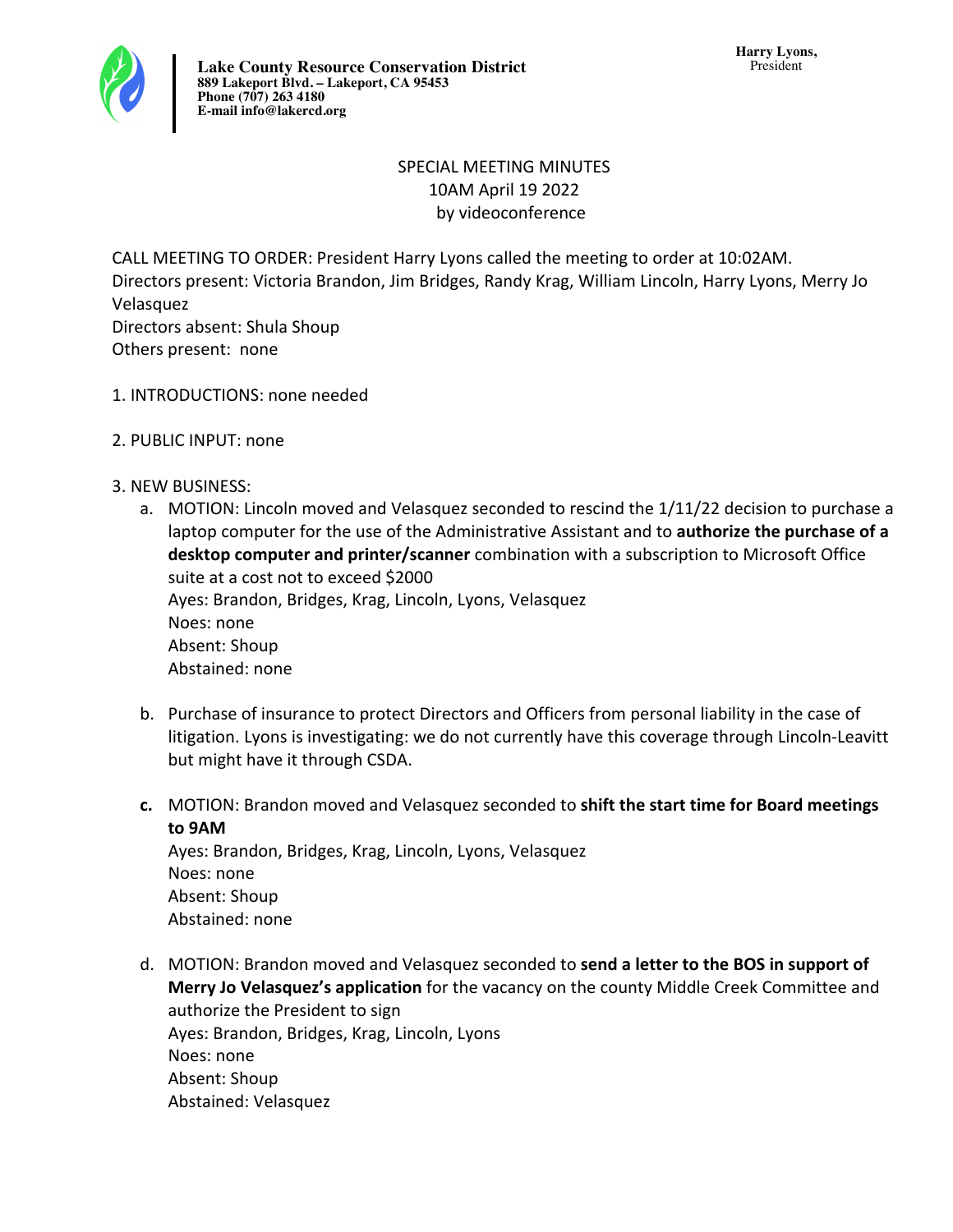**Lake County Resource Conservation District**
**889 Lakeport Blvd. – Lakeport, CA 95453**
**Phone (707) 263 4180**
**E-mail info@lakercd.org**

**Harry Lyons,**
President

SPECIAL MEETING MINUTES
10AM April 19 2022
by videoconference

CALL MEETING TO ORDER: President Harry Lyons called the meeting to order at 10:02AM.
Directors present: Victoria Brandon, Jim Bridges, Randy Krag, William Lincoln, Harry Lyons, Merry Jo Velasquez
Directors absent: Shula Shoup
Others present: none

1. INTRODUCTIONS: none needed

2. PUBLIC INPUT: none

3. NEW BUSINESS:

   a. MOTION: Lincoln moved and Velasquez seconded to rescind the 1/11/22 decision to purchase a laptop computer for the use of the Administrative Assistant and to **authorize the purchase of a desktop computer and printer/scanner** combination with a subscription to Microsoft Office suite at a cost not to exceed $2000
   Ayes: Brandon, Bridges, Krag, Lincoln, Lyons, Velasquez
   Noes: none
   Absent: Shoup
   Abstained: none

   b. Purchase of insurance to protect Directors and Officers from personal liability in the case of litigation. Lyons is investigating: we do not currently have this coverage through Lincoln-Leavitt but might have it through CSDA.

   **c.** MOTION: Brandon moved and Velasquez seconded to **shift the start time for Board meetings to 9AM**
   Ayes: Brandon, Bridges, Krag, Lincoln, Lyons, Velasquez
   Noes: none
   Absent: Shoup
   Abstained: none

   d. MOTION: Brandon moved and Velasquez seconded to **send a letter to the BOS in support of Merry Jo Velasquez's application** for the vacancy on the county Middle Creek Committee and authorize the President to sign
   Ayes: Brandon, Bridges, Krag, Lincoln, Lyons
   Noes: none
   Absent: Shoup
   Abstained: Velasquez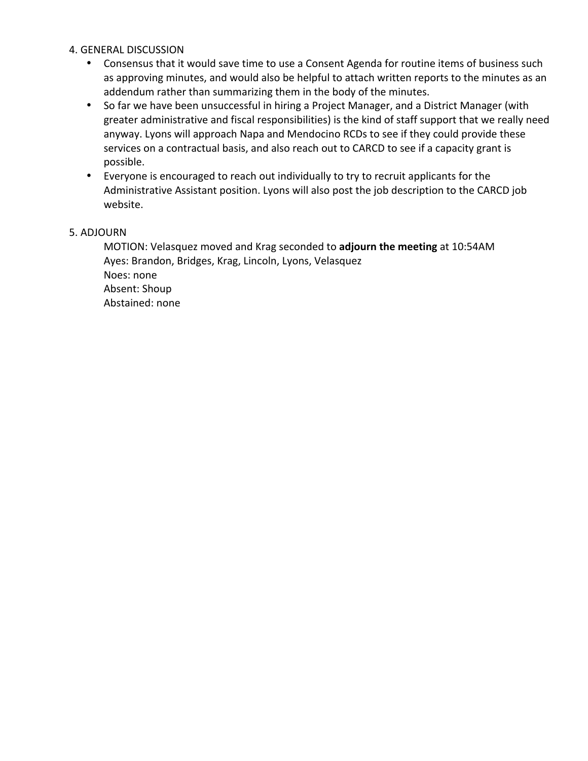4. GENERAL DISCUSSION

- Consensus that it would save time to use a Consent Agenda for routine items of business such as approving minutes, and would also be helpful to attach written reports to the minutes as an addendum rather than summarizing them in the body of the minutes.
- So far we have been unsuccessful in hiring a Project Manager, and a District Manager (with greater administrative and fiscal responsibilities) is the kind of staff support that we really need anyway. Lyons will approach Napa and Mendocino RCDs to see if they could provide these services on a contractual basis, and also reach out to CARCD to see if a capacity grant is possible.
- Everyone is encouraged to reach out individually to try to recruit applicants for the Administrative Assistant position. Lyons will also post the job description to the CARCD job website.

5. ADJOURN

MOTION: Velasquez moved and Krag seconded to **adjourn the meeting** at 10:54AM
Ayes: Brandon, Bridges, Krag, Lincoln, Lyons, Velasquez
Noes: none
Absent: Shoup
Abstained: none